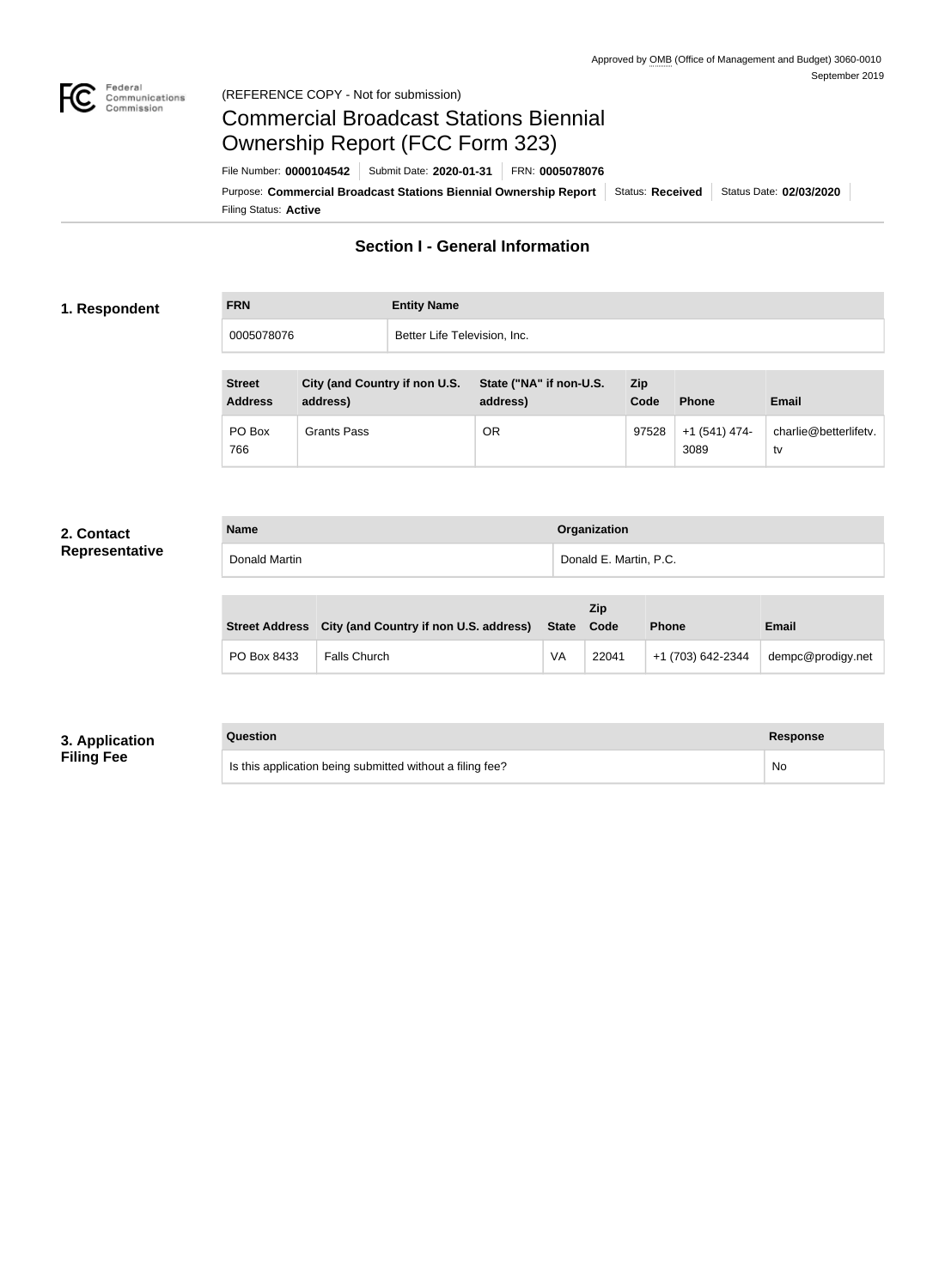Approved by OMB (Office of Management and Budget) 3060-0010
September 2019

(REFERENCE COPY - Not for submission)

# Commercial Broadcast Stations Biennial Ownership Report (FCC Form 323)

File Number: **0000104542** | Submit Date: **2020-01-31** | FRN: **0005078076**

Purpose: **Commercial Broadcast Stations Biennial Ownership Report** | Status: **Received** | Status Date: **02/03/2020**

Filing Status: **Active**

## Section I - General Information

### 1. Respondent

| FRN | Entity Name |
| --- | --- |
| 0005078076 | Better Life Television, Inc. |

| Street Address | City (and Country if non U.S. address) | State ("NA" if non-U.S. address) | Zip Code | Phone | Email |
| --- | --- | --- | --- | --- | --- |
| PO Box 766 | Grants Pass | OR | 97528 | +1 (541) 474-3089 | charlie@betterlifetv.tv |

### 2. Contact Representative

| Name | Organization |
| --- | --- |
| Donald Martin | Donald E. Martin, P.C. |

| Street Address | City (and Country if non U.S. address) | State | Zip Code | Phone | Email |
| --- | --- | --- | --- | --- | --- |
| PO Box 8433 | Falls Church | VA | 22041 | +1 (703) 642-2344 | dempc@prodigy.net |

### 3. Application Filing Fee

| Question | Response |
| --- | --- |
| Is this application being submitted without a filing fee? | No |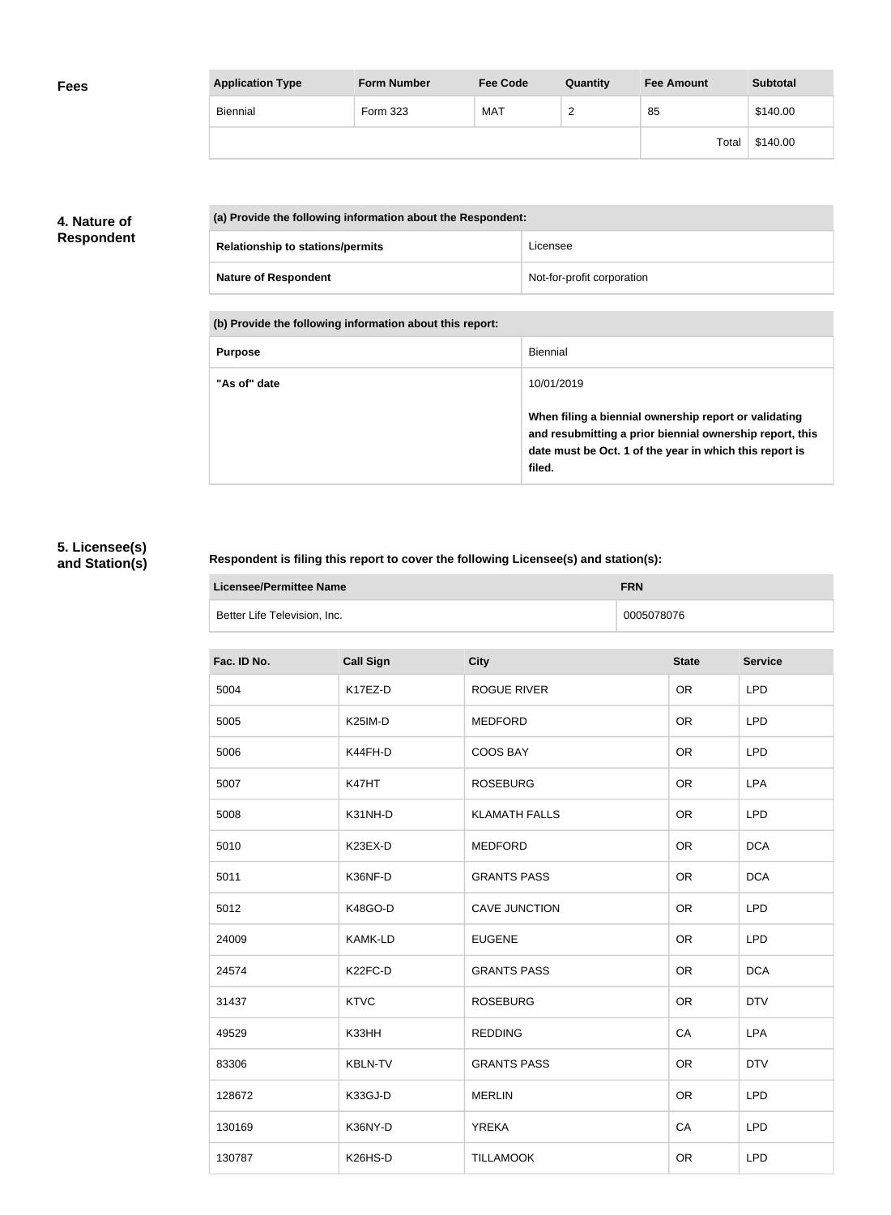## Fees

| Application Type | Form Number | Fee Code | Quantity | Fee Amount | Subtotal |
|---|---|---|---|---|---|
| Biennial | Form 323 | MAT | 2 | 85 | $140.00 |
| | | | | Total | $140.00 |

## 4. Nature of Respondent

| (a) Provide the following information about the Respondent: | |
|---|---|
| Relationship to stations/permits | Licensee |
| Nature of Respondent | Not-for-profit corporation |

| (b) Provide the following information about this report: | |
|---|---|
| Purpose | Biennial |
| "As of" date | 10/01/2019<br><br>**When filing a biennial ownership report or validating and resubmitting a prior biennial ownership report, this date must be Oct. 1 of the year in which this report is filed.** |

## 5. Licensee(s) and Station(s)

**Respondent is filing this report to cover the following Licensee(s) and station(s):**

| Licensee/Permittee Name | FRN |
|---|---|
| Better Life Television, Inc. | 0005078076 |

| Fac. ID No. | Call Sign | City | State | Service |
|---|---|---|---|---|
| 5004 | K17EZ-D | ROGUE RIVER | OR | LPD |
| 5005 | K25IM-D | MEDFORD | OR | LPD |
| 5006 | K44FH-D | COOS BAY | OR | LPD |
| 5007 | K47HT | ROSEBURG | OR | LPA |
| 5008 | K31NH-D | KLAMATH FALLS | OR | LPD |
| 5010 | K23EX-D | MEDFORD | OR | DCA |
| 5011 | K36NF-D | GRANTS PASS | OR | DCA |
| 5012 | K48GO-D | CAVE JUNCTION | OR | LPD |
| 24009 | KAMK-LD | EUGENE | OR | LPD |
| 24574 | K22FC-D | GRANTS PASS | OR | DCA |
| 31437 | KTVC | ROSEBURG | OR | DTV |
| 49529 | K33HH | REDDING | CA | LPA |
| 83306 | KBLN-TV | GRANTS PASS | OR | DTV |
| 128672 | K33GJ-D | MERLIN | OR | LPD |
| 130169 | K36NY-D | YREKA | CA | LPD |
| 130787 | K26HS-D | TILLAMOOK | OR | LPD |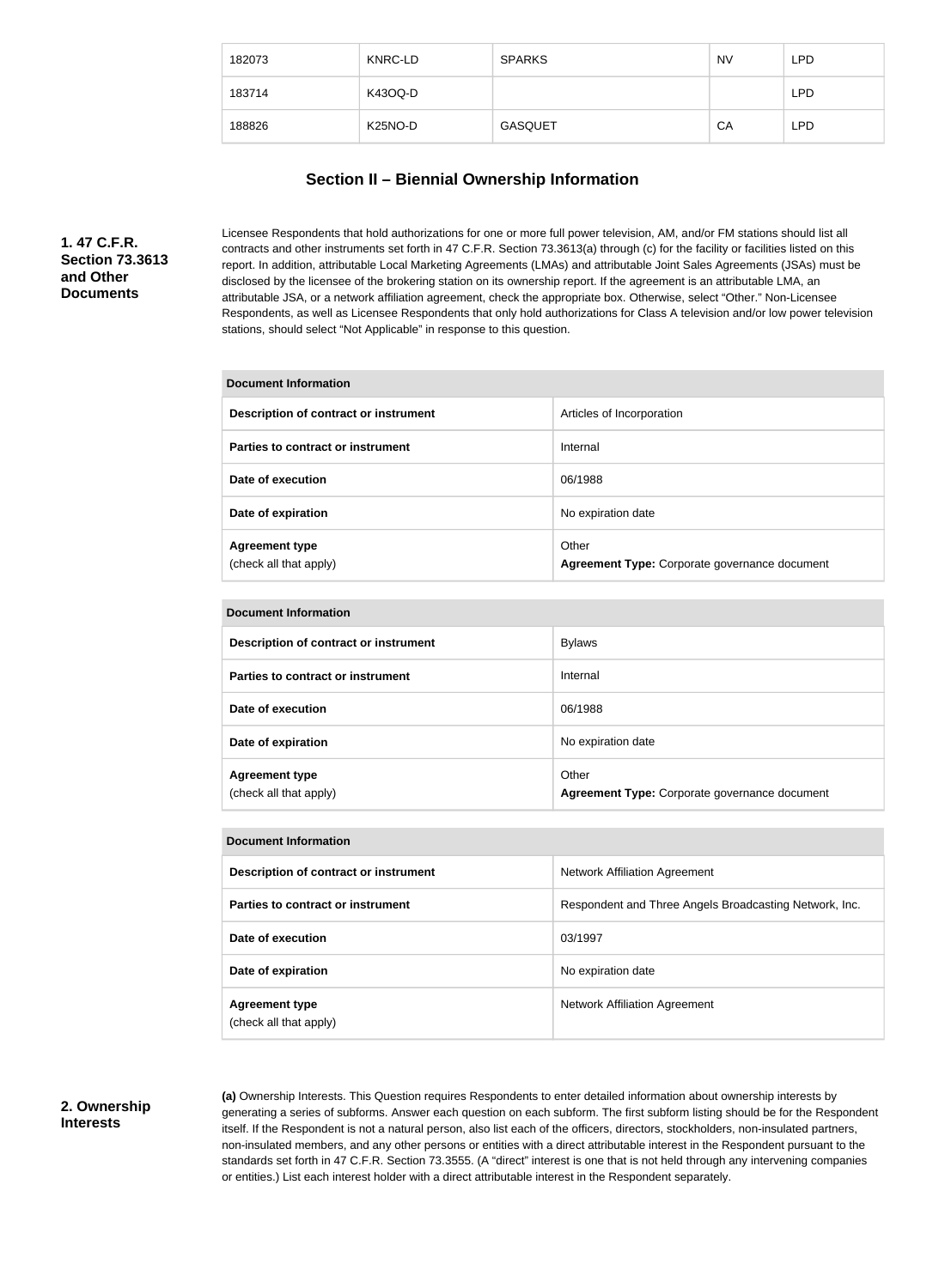| 182073 | KNRC-LD | SPARKS | NV | LPD |
|---|---|---|---|---|
| 183714 | K43OQ-D | | | LPD |
| 188826 | K25NO-D | GASQUET | CA | LPD |

## Section II – Biennial Ownership Information

**1. 47 C.F.R. Section 73.3613 and Other Documents**

Licensee Respondents that hold authorizations for one or more full power television, AM, and/or FM stations should list all contracts and other instruments set forth in 47 C.F.R. Section 73.3613(a) through (c) for the facility or facilities listed on this report. In addition, attributable Local Marketing Agreements (LMAs) and attributable Joint Sales Agreements (JSAs) must be disclosed by the licensee of the brokering station on its ownership report. If the agreement is an attributable LMA, an attributable JSA, or a network affiliation agreement, check the appropriate box. Otherwise, select "Other." Non-Licensee Respondents, as well as Licensee Respondents that only hold authorizations for Class A television and/or low power television stations, should select "Not Applicable" in response to this question.

| Document Information | |
|---|---|
| **Description of contract or instrument** | Articles of Incorporation |
| **Parties to contract or instrument** | Internal |
| **Date of execution** | 06/1988 |
| **Date of expiration** | No expiration date |
| **Agreement type** (check all that apply) | Other **Agreement Type:** Corporate governance document |

| Document Information | |
|---|---|
| **Description of contract or instrument** | Bylaws |
| **Parties to contract or instrument** | Internal |
| **Date of execution** | 06/1988 |
| **Date of expiration** | No expiration date |
| **Agreement type** (check all that apply) | Other **Agreement Type:** Corporate governance document |

| Document Information | |
|---|---|
| **Description of contract or instrument** | Network Affiliation Agreement |
| **Parties to contract or instrument** | Respondent and Three Angels Broadcasting Network, Inc. |
| **Date of execution** | 03/1997 |
| **Date of expiration** | No expiration date |
| **Agreement type** (check all that apply) | Network Affiliation Agreement |

**2. Ownership Interests**

**(a)** Ownership Interests. This Question requires Respondents to enter detailed information about ownership interests by generating a series of subforms. Answer each question on each subform. The first subform listing should be for the Respondent itself. If the Respondent is not a natural person, also list each of the officers, directors, stockholders, non-insulated partners, non-insulated members, and any other persons or entities with a direct attributable interest in the Respondent pursuant to the standards set forth in 47 C.F.R. Section 73.3555. (A "direct" interest is one that is not held through any intervening companies or entities.) List each interest holder with a direct attributable interest in the Respondent separately.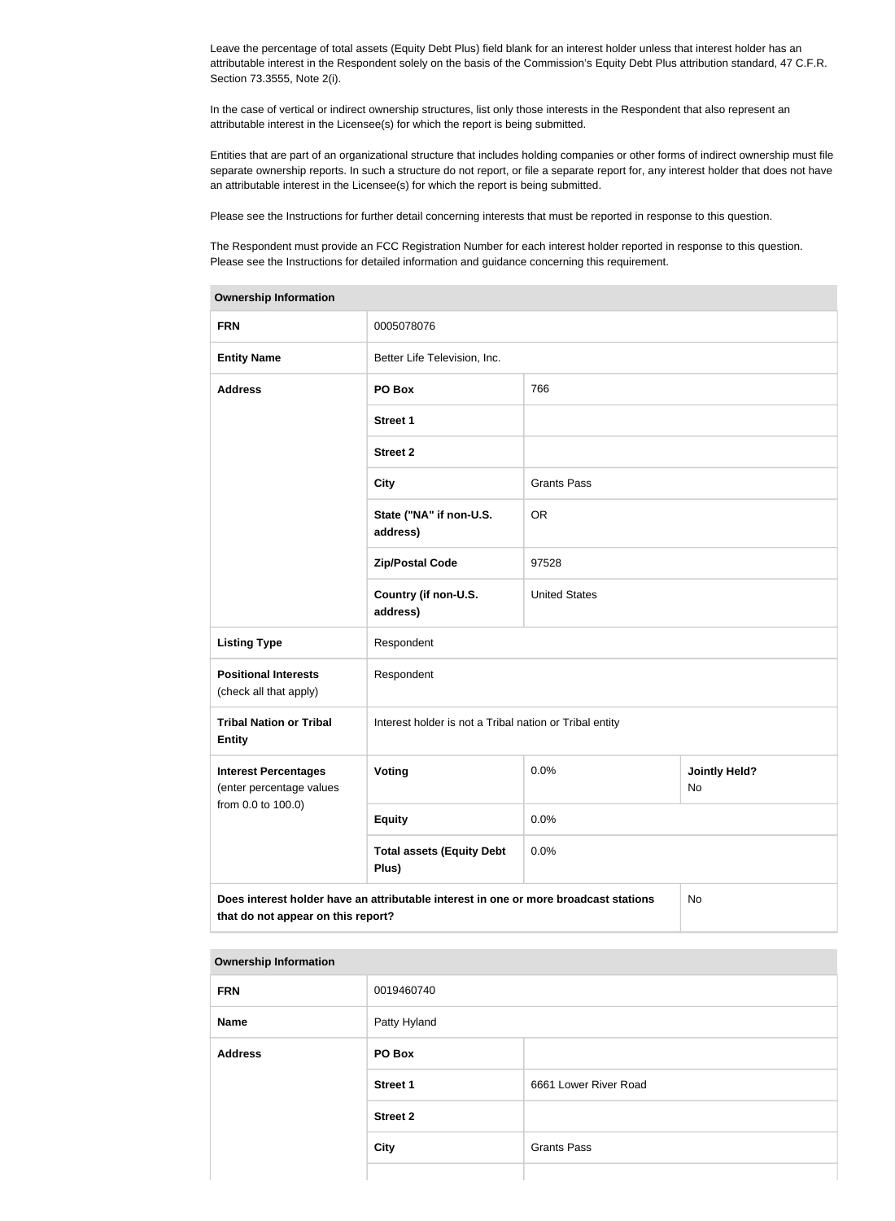Leave the percentage of total assets (Equity Debt Plus) field blank for an interest holder unless that interest holder has an attributable interest in the Respondent solely on the basis of the Commission's Equity Debt Plus attribution standard, 47 C.F.R. Section 73.3555, Note 2(i).

In the case of vertical or indirect ownership structures, list only those interests in the Respondent that also represent an attributable interest in the Licensee(s) for which the report is being submitted.

Entities that are part of an organizational structure that includes holding companies or other forms of indirect ownership must file separate ownership reports. In such a structure do not report, or file a separate report for, any interest holder that does not have an attributable interest in the Licensee(s) for which the report is being submitted.

Please see the Instructions for further detail concerning interests that must be reported in response to this question.

The Respondent must provide an FCC Registration Number for each interest holder reported in response to this question. Please see the Instructions for detailed information and guidance concerning this requirement.

| **Ownership Information** | | | |
|---|---|---|---|
| **FRN** | 0005078076 | | |
| **Entity Name** | Better Life Television, Inc. | | |
| **Address** | **PO Box** | 766 | |
| | **Street 1** | | |
| | **Street 2** | | |
| | **City** | Grants Pass | |
| | **State ("NA" if non-U.S. address)** | OR | |
| | **Zip/Postal Code** | 97528 | |
| | **Country (if non-U.S. address)** | United States | |
| **Listing Type** | Respondent | | |
| **Positional Interests** (check all that apply) | Respondent | | |
| **Tribal Nation or Tribal Entity** | Interest holder is not a Tribal nation or Tribal entity | | |
| **Interest Percentages** (enter percentage values from 0.0 to 100.0) | **Voting** | 0.0% | **Jointly Held?** No |
| | **Equity** | 0.0% | |
| | **Total assets (Equity Debt Plus)** | 0.0% | |
| **Does interest holder have an attributable interest in one or more broadcast stations that do not appear on this report?** | | | No |

| **Ownership Information** | | |
|---|---|---|
| **FRN** | 0019460740 | |
| **Name** | Patty Hyland | |
| **Address** | **PO Box** | |
| | **Street 1** | 6661 Lower River Road |
| | **Street 2** | |
| | **City** | Grants Pass |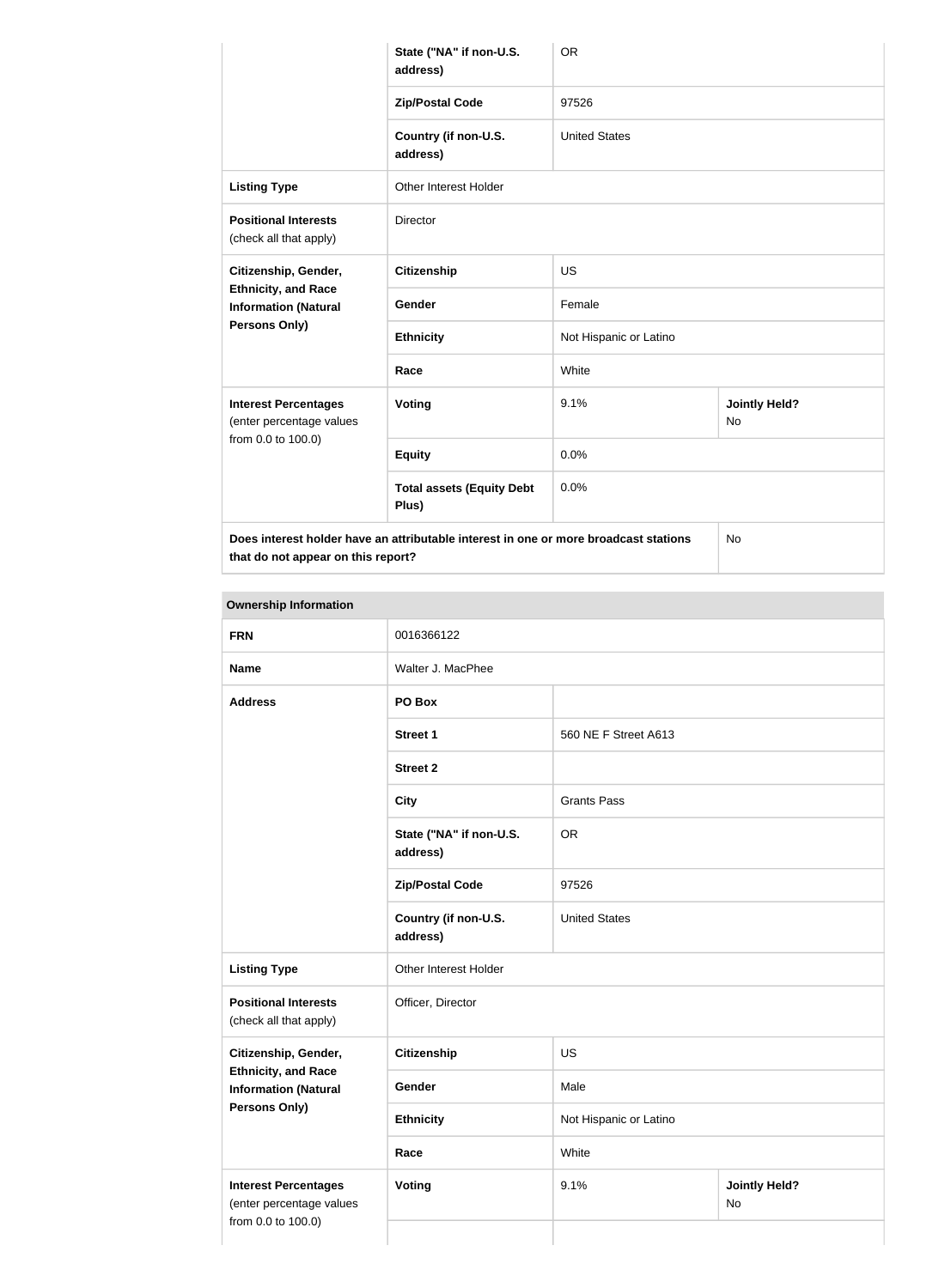| | | | |
|---|---|---|---|
| | State ("NA" if non-U.S. address) | OR | |
| | Zip/Postal Code | 97526 | |
| | Country (if non-U.S. address) | United States | |
| **Listing Type** | Other Interest Holder | | |
| **Positional Interests** (check all that apply) | Director | | |
| **Citizenship, Gender, Ethnicity, and Race Information (Natural Persons Only)** | **Citizenship** | US | |
| | **Gender** | Female | |
| | **Ethnicity** | Not Hispanic or Latino | |
| | **Race** | White | |
| **Interest Percentages** (enter percentage values from 0.0 to 100.0) | **Voting** | 9.1% | **Jointly Held?** No |
| | **Equity** | 0.0% | |
| | **Total assets (Equity Debt Plus)** | 0.0% | |
| **Does interest holder have an attributable interest in one or more broadcast stations that do not appear on this report?** | | | No |

| **Ownership Information** | | | |
|---|---|---|---|
| **FRN** | 0016366122 | | |
| **Name** | Walter J. MacPhee | | |
| **Address** | **PO Box** | | |
| | **Street 1** | 560 NE F Street A613 | |
| | **Street 2** | | |
| | **City** | Grants Pass | |
| | **State ("NA" if non-U.S. address)** | OR | |
| | **Zip/Postal Code** | 97526 | |
| | **Country (if non-U.S. address)** | United States | |
| **Listing Type** | Other Interest Holder | | |
| **Positional Interests** (check all that apply) | Officer, Director | | |
| **Citizenship, Gender, Ethnicity, and Race Information (Natural Persons Only)** | **Citizenship** | US | |
| | **Gender** | Male | |
| | **Ethnicity** | Not Hispanic or Latino | |
| | **Race** | White | |
| **Interest Percentages** (enter percentage values from 0.0 to 100.0) | **Voting** | 9.1% | **Jointly Held?** No |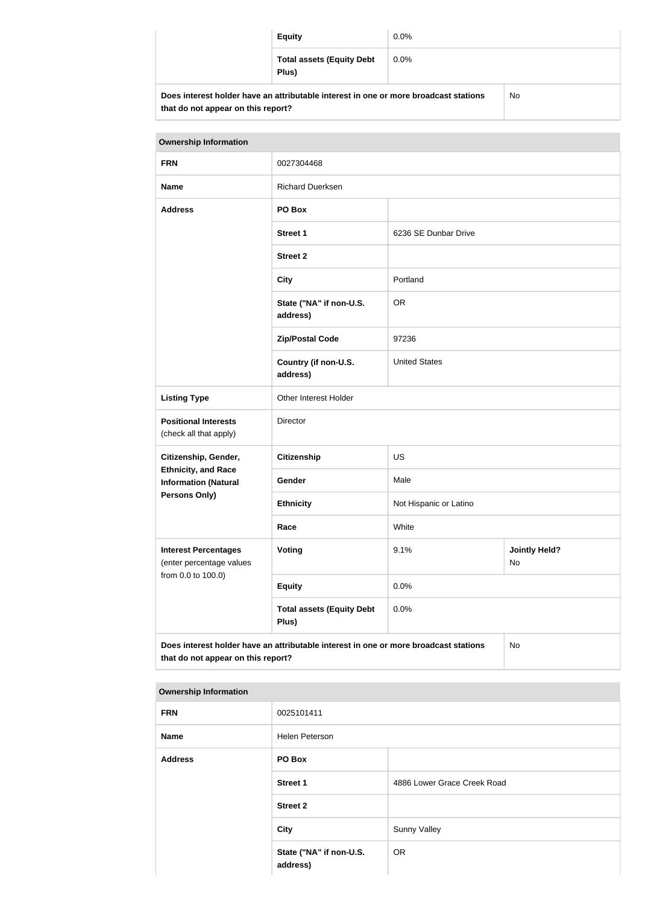| | | |
|---|---|---|
| | **Equity** | 0.0% |
| | **Total assets (Equity Debt Plus)** | 0.0% |
| **Does interest holder have an attributable interest in one or more broadcast stations that do not appear on this report?** | | No |

| **Ownership Information** | | | |
|---|---|---|---|
| **FRN** | 0027304468 | | |
| **Name** | Richard Duerksen | | |
| **Address** | **PO Box** | | |
| | **Street 1** | 6236 SE Dunbar Drive | |
| | **Street 2** | | |
| | **City** | Portland | |
| | **State ("NA" if non-U.S. address)** | OR | |
| | **Zip/Postal Code** | 97236 | |
| | **Country (if non-U.S. address)** | United States | |
| **Listing Type** | Other Interest Holder | | |
| **Positional Interests** (check all that apply) | Director | | |
| **Citizenship, Gender, Ethnicity, and Race Information (Natural Persons Only)** | **Citizenship** | US | |
| | **Gender** | Male | |
| | **Ethnicity** | Not Hispanic or Latino | |
| | **Race** | White | |
| **Interest Percentages** (enter percentage values from 0.0 to 100.0) | **Voting** | 9.1% | **Jointly Held?** No |
| | **Equity** | 0.0% | |
| | **Total assets (Equity Debt Plus)** | 0.0% | |
| **Does interest holder have an attributable interest in one or more broadcast stations that do not appear on this report?** | | | No |

| **Ownership Information** | | |
|---|---|---|
| **FRN** | 0025101411 | |
| **Name** | Helen Peterson | |
| **Address** | **PO Box** | |
| | **Street 1** | 4886 Lower Grace Creek Road |
| | **Street 2** | |
| | **City** | Sunny Valley |
| | **State ("NA" if non-U.S. address)** | OR |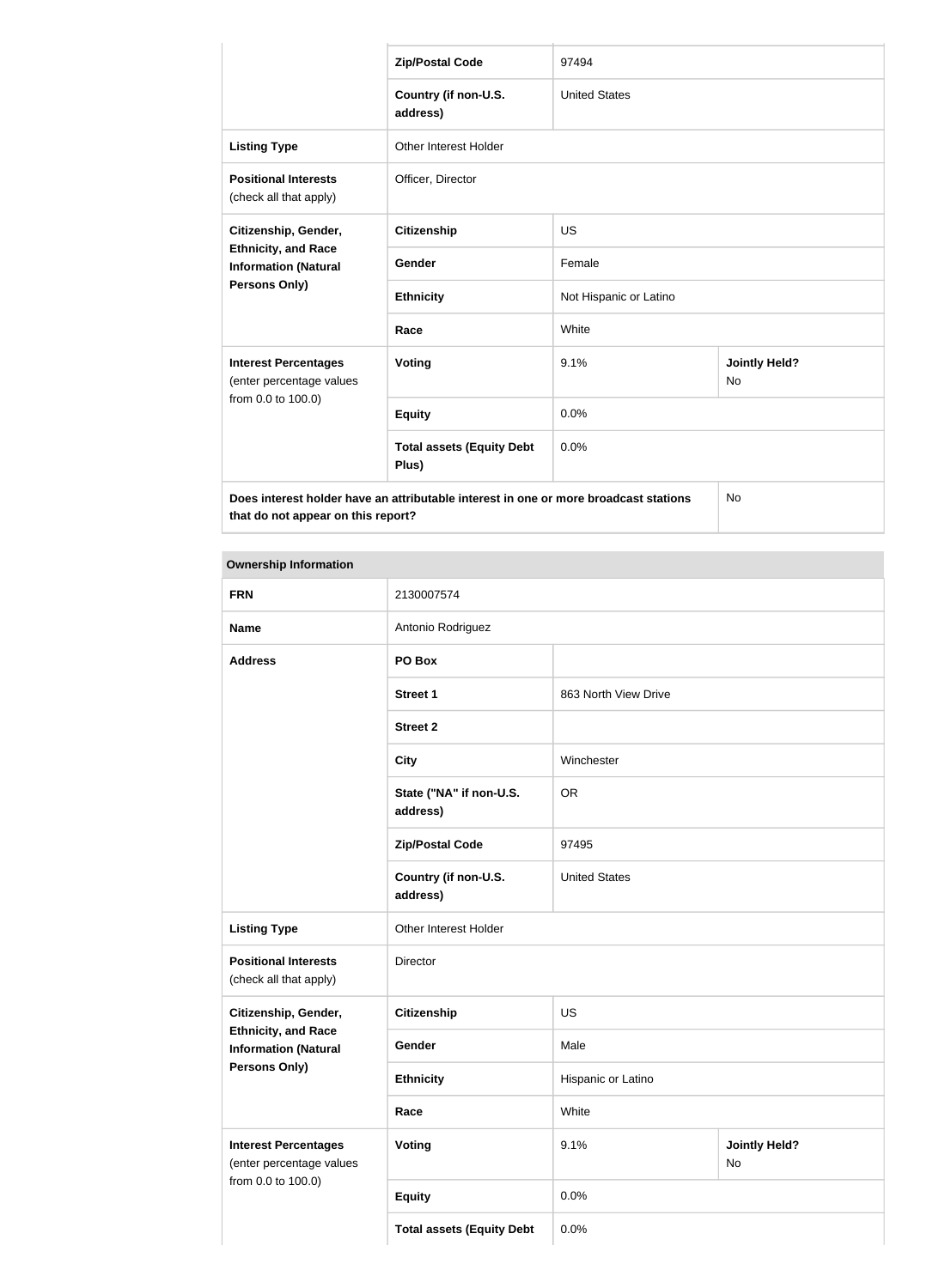| | | | |
|---|---|---|---|
| | **Zip/Postal Code** | 97494 | |
| | **Country (if non-U.S. address)** | United States | |
| **Listing Type** | Other Interest Holder | | |
| **Positional Interests** (check all that apply) | Officer, Director | | |
| **Citizenship, Gender, Ethnicity, and Race Information (Natural Persons Only)** | **Citizenship** | US | |
| | **Gender** | Female | |
| | **Ethnicity** | Not Hispanic or Latino | |
| | **Race** | White | |
| **Interest Percentages** (enter percentage values from 0.0 to 100.0) | **Voting** | 9.1% | **Jointly Held?** No |
| | **Equity** | 0.0% | |
| | **Total assets (Equity Debt Plus)** | 0.0% | |
| **Does interest holder have an attributable interest in one or more broadcast stations that do not appear on this report?** | | | No |

| **Ownership Information** | | | |
|---|---|---|---|
| **FRN** | 2130007574 | | |
| **Name** | Antonio Rodriguez | | |
| **Address** | **PO Box** | | |
| | **Street 1** | 863 North View Drive | |
| | **Street 2** | | |
| | **City** | Winchester | |
| | **State ("NA" if non-U.S. address)** | OR | |
| | **Zip/Postal Code** | 97495 | |
| | **Country (if non-U.S. address)** | United States | |
| **Listing Type** | Other Interest Holder | | |
| **Positional Interests** (check all that apply) | Director | | |
| **Citizenship, Gender, Ethnicity, and Race Information (Natural Persons Only)** | **Citizenship** | US | |
| | **Gender** | Male | |
| | **Ethnicity** | Hispanic or Latino | |
| | **Race** | White | |
| **Interest Percentages** (enter percentage values from 0.0 to 100.0) | **Voting** | 9.1% | **Jointly Held?** No |
| | **Equity** | 0.0% | |
| | **Total assets (Equity Debt** | 0.0% | |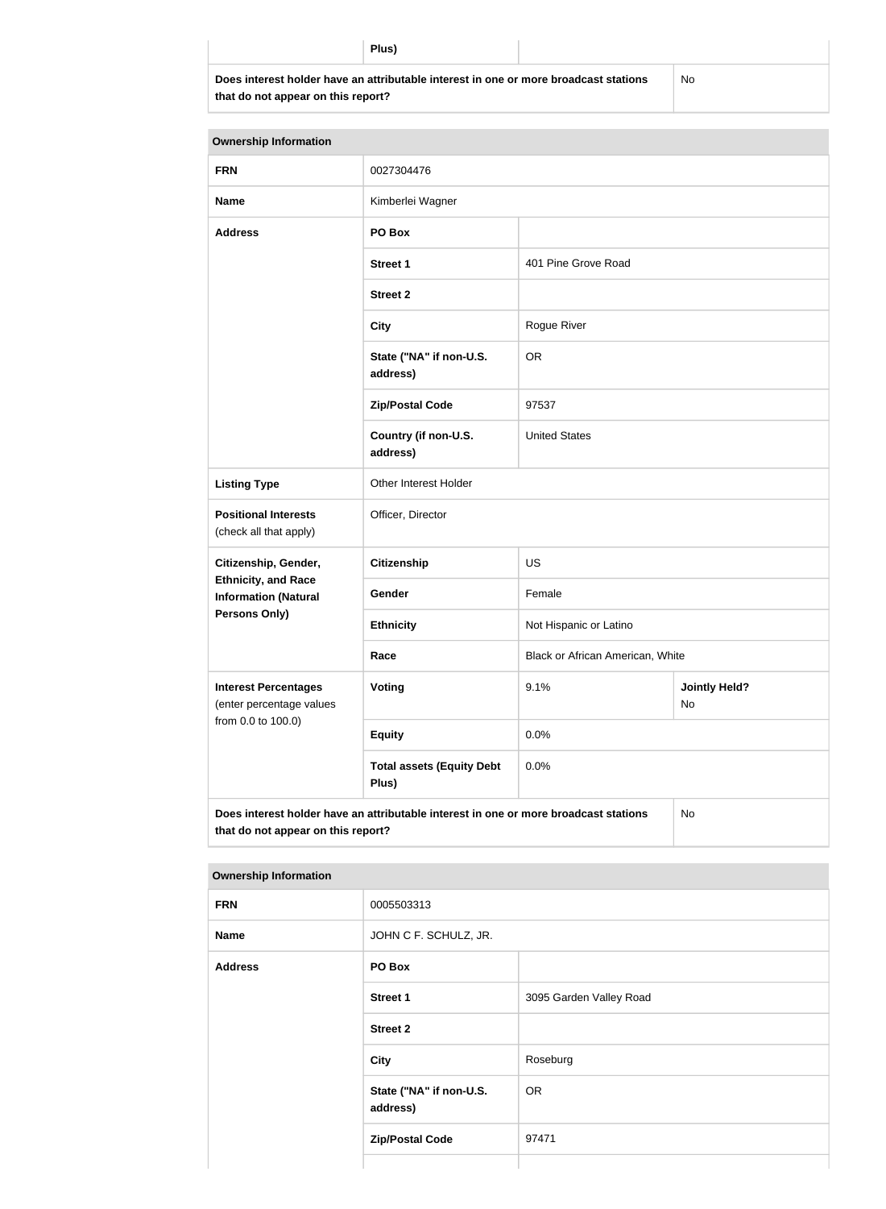| | Plus) | |
|---|---|---|
| **Does interest holder have an attributable interest in one or more broadcast stations that do not appear on this report?** | | No |

| **Ownership Information** | | | |
|---|---|---|---|
| **FRN** | 0027304476 | | |
| **Name** | Kimberlei Wagner | | |
| **Address** | **PO Box** | | |
| | **Street 1** | 401 Pine Grove Road | |
| | **Street 2** | | |
| | **City** | Rogue River | |
| | **State ("NA" if non-U.S. address)** | OR | |
| | **Zip/Postal Code** | 97537 | |
| | **Country (if non-U.S. address)** | United States | |
| **Listing Type** | Other Interest Holder | | |
| **Positional Interests** (check all that apply) | Officer, Director | | |
| **Citizenship, Gender, Ethnicity, and Race Information (Natural Persons Only)** | **Citizenship** | US | |
| | **Gender** | Female | |
| | **Ethnicity** | Not Hispanic or Latino | |
| | **Race** | Black or African American, White | |
| **Interest Percentages** (enter percentage values from 0.0 to 100.0) | **Voting** | 9.1% | **Jointly Held?** No |
| | **Equity** | 0.0% | |
| | **Total assets (Equity Debt Plus)** | 0.0% | |
| **Does interest holder have an attributable interest in one or more broadcast stations that do not appear on this report?** | | | No |

| **Ownership Information** | | |
|---|---|---|
| **FRN** | 0005503313 | |
| **Name** | JOHN C F. SCHULZ, JR. | |
| **Address** | **PO Box** | |
| | **Street 1** | 3095 Garden Valley Road |
| | **Street 2** | |
| | **City** | Roseburg |
| | **State ("NA" if non-U.S. address)** | OR |
| | **Zip/Postal Code** | 97471 |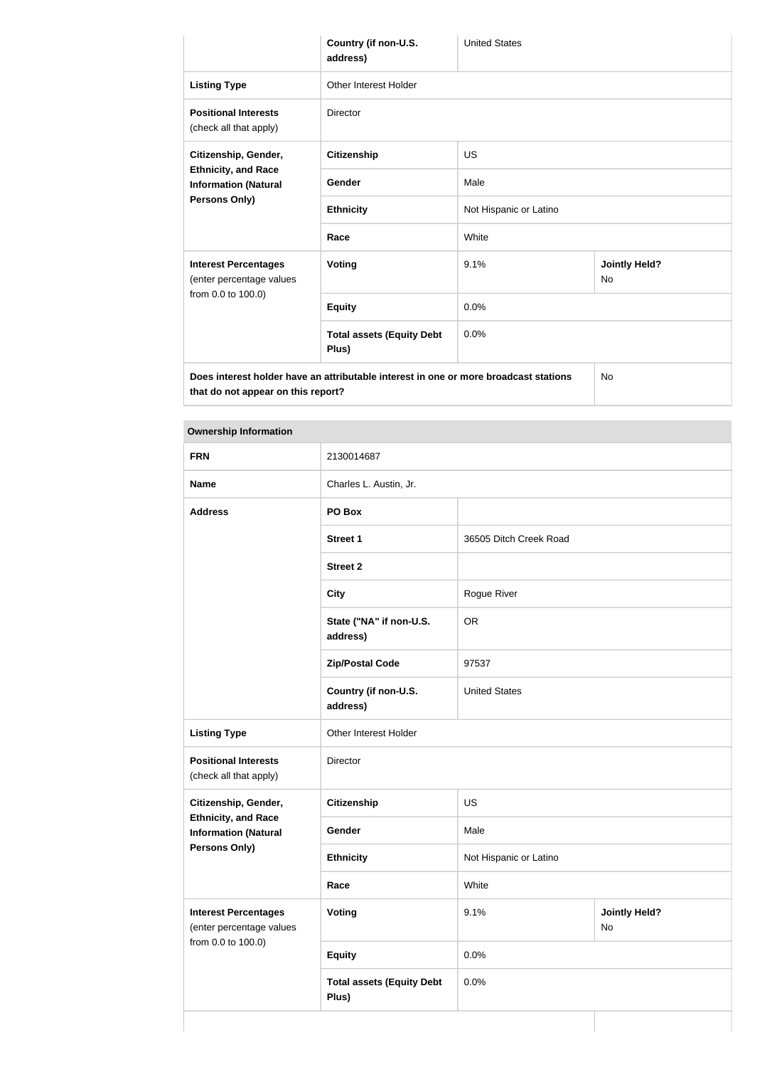| | | | |
|---|---|---|---|
| | Country (if non-U.S. address) | United States | |
| **Listing Type** | Other Interest Holder | | |
| **Positional Interests** (check all that apply) | Director | | |
| **Citizenship, Gender, Ethnicity, and Race Information (Natural Persons Only)** | **Citizenship** | US | |
| | **Gender** | Male | |
| | **Ethnicity** | Not Hispanic or Latino | |
| | **Race** | White | |
| **Interest Percentages** (enter percentage values from 0.0 to 100.0) | **Voting** | 9.1% | **Jointly Held?** No |
| | **Equity** | 0.0% | |
| | **Total assets (Equity Debt Plus)** | 0.0% | |
| **Does interest holder have an attributable interest in one or more broadcast stations that do not appear on this report?** | | | No |

**Ownership Information**

| | | | |
|---|---|---|---|
| **FRN** | 2130014687 | | |
| **Name** | Charles L. Austin, Jr. | | |
| **Address** | **PO Box** | | |
| | **Street 1** | 36505 Ditch Creek Road | |
| | **Street 2** | | |
| | **City** | Rogue River | |
| | **State ("NA" if non-U.S. address)** | OR | |
| | **Zip/Postal Code** | 97537 | |
| | **Country (if non-U.S. address)** | United States | |
| **Listing Type** | Other Interest Holder | | |
| **Positional Interests** (check all that apply) | Director | | |
| **Citizenship, Gender, Ethnicity, and Race Information (Natural Persons Only)** | **Citizenship** | US | |
| | **Gender** | Male | |
| | **Ethnicity** | Not Hispanic or Latino | |
| | **Race** | White | |
| **Interest Percentages** (enter percentage values from 0.0 to 100.0) | **Voting** | 9.1% | **Jointly Held?** No |
| | **Equity** | 0.0% | |
| | **Total assets (Equity Debt Plus)** | 0.0% | |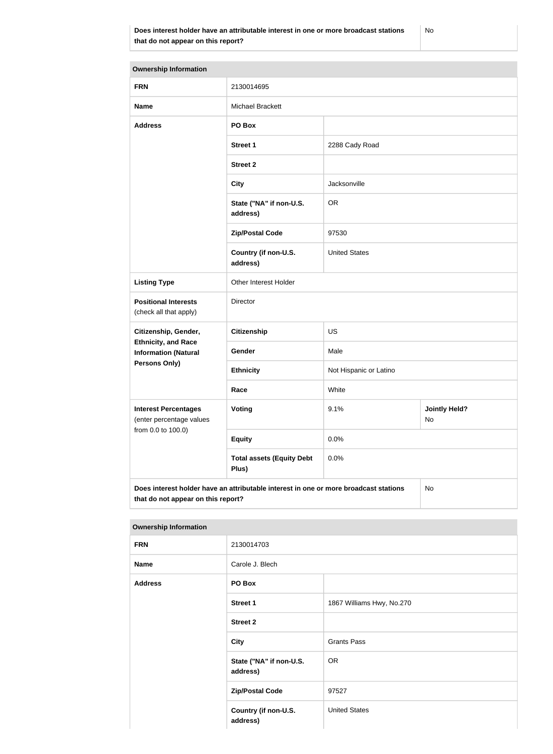| Does interest holder have an attributable interest in one or more broadcast stations that do not appear on this report? | No |
|---|---|

| Ownership Information | | | |
|---|---|---|---|
| **FRN** | 2130014695 | | |
| **Name** | Michael Brackett | | |
| **Address** | **PO Box** | | |
| | **Street 1** | 2288 Cady Road | |
| | **Street 2** | | |
| | **City** | Jacksonville | |
| | **State ("NA" if non-U.S. address)** | OR | |
| | **Zip/Postal Code** | 97530 | |
| | **Country (if non-U.S. address)** | United States | |
| **Listing Type** | Other Interest Holder | | |
| **Positional Interests** (check all that apply) | Director | | |
| **Citizenship, Gender, Ethnicity, and Race Information (Natural Persons Only)** | **Citizenship** | US | |
| | **Gender** | Male | |
| | **Ethnicity** | Not Hispanic or Latino | |
| | **Race** | White | |
| **Interest Percentages** (enter percentage values from 0.0 to 100.0) | **Voting** | 9.1% | **Jointly Held?** No |
| | **Equity** | 0.0% | |
| | **Total assets (Equity Debt Plus)** | 0.0% | |
| **Does interest holder have an attributable interest in one or more broadcast stations that do not appear on this report?** | | | No |

| Ownership Information | | |
|---|---|---|
| **FRN** | 2130014703 | |
| **Name** | Carole J. Blech | |
| **Address** | **PO Box** | |
| | **Street 1** | 1867 Williams Hwy, No.270 |
| | **Street 2** | |
| | **City** | Grants Pass |
| | **State ("NA" if non-U.S. address)** | OR |
| | **Zip/Postal Code** | 97527 |
| | **Country (if non-U.S. address)** | United States |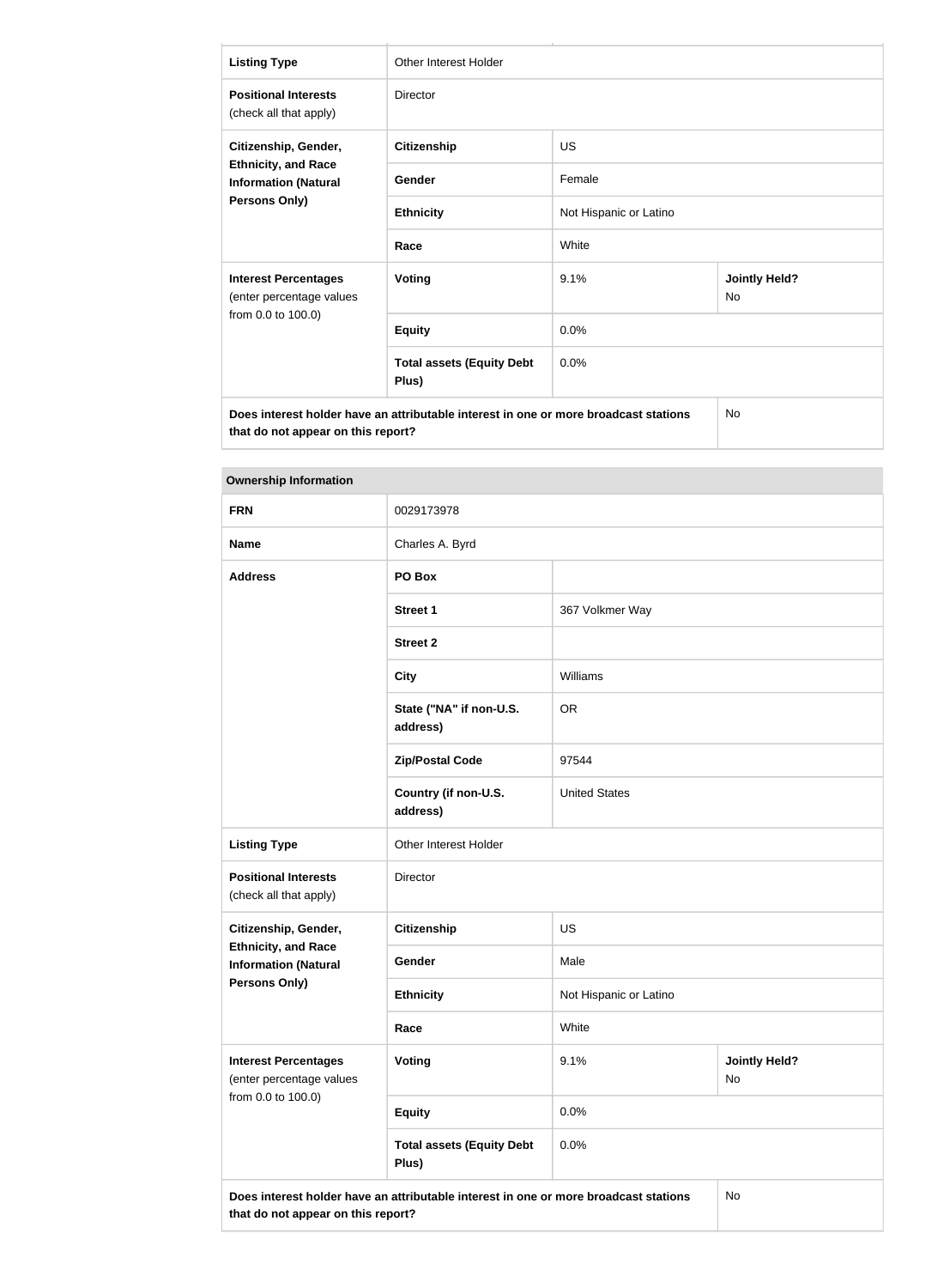| Listing Type | Other Interest Holder | | |
| --- | --- | --- | --- |
| **Positional Interests** (check all that apply) | Director | | |
| **Citizenship, Gender, Ethnicity, and Race Information (Natural Persons Only)** | **Citizenship** | US | |
| | **Gender** | Female | |
| | **Ethnicity** | Not Hispanic or Latino | |
| | **Race** | White | |
| **Interest Percentages** (enter percentage values from 0.0 to 100.0) | **Voting** | 9.1% | **Jointly Held?** No |
| | **Equity** | 0.0% | |
| | **Total assets (Equity Debt Plus)** | 0.0% | |
| **Does interest holder have an attributable interest in one or more broadcast stations that do not appear on this report?** | | | No |

| Ownership Information | | | |
| --- | --- | --- | --- |
| **FRN** | 0029173978 | | |
| **Name** | Charles A. Byrd | | |
| **Address** | **PO Box** | | |
| | **Street 1** | 367 Volkmer Way | |
| | **Street 2** | | |
| | **City** | Williams | |
| | **State ("NA" if non-U.S. address)** | OR | |
| | **Zip/Postal Code** | 97544 | |
| | **Country (if non-U.S. address)** | United States | |
| **Listing Type** | Other Interest Holder | | |
| **Positional Interests** (check all that apply) | Director | | |
| **Citizenship, Gender, Ethnicity, and Race Information (Natural Persons Only)** | **Citizenship** | US | |
| | **Gender** | Male | |
| | **Ethnicity** | Not Hispanic or Latino | |
| | **Race** | White | |
| **Interest Percentages** (enter percentage values from 0.0 to 100.0) | **Voting** | 9.1% | **Jointly Held?** No |
| | **Equity** | 0.0% | |
| | **Total assets (Equity Debt Plus)** | 0.0% | |
| **Does interest holder have an attributable interest in one or more broadcast stations that do not appear on this report?** | | | No |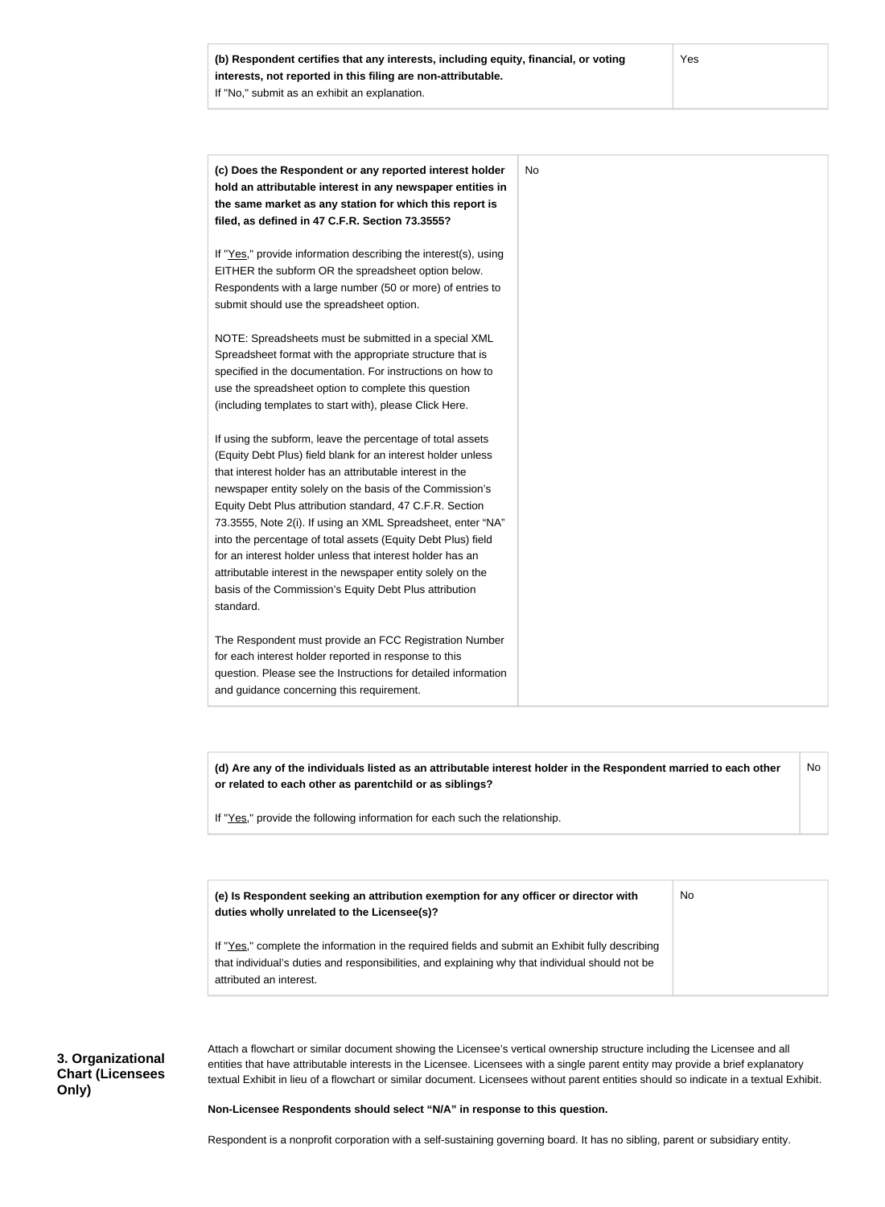| **(b) Respondent certifies that any interests, including equity, financial, or voting interests, not reported in this filing are non-attributable.** If "No," submit as an exhibit an explanation. | Yes |
| --- | --- |

| **(c) Does the Respondent or any reported interest holder hold an attributable interest in any newspaper entities in the same market as any station for which this report is filed, as defined in 47 C.F.R. Section 73.3555?**<br><br>If "Yes," provide information describing the interest(s), using EITHER the subform OR the spreadsheet option below. Respondents with a large number (50 or more) of entries to submit should use the spreadsheet option.<br><br>NOTE: Spreadsheets must be submitted in a special XML Spreadsheet format with the appropriate structure that is specified in the documentation. For instructions on how to use the spreadsheet option to complete this question (including templates to start with), please Click Here.<br><br>If using the subform, leave the percentage of total assets (Equity Debt Plus) field blank for an interest holder unless that interest holder has an attributable interest in the newspaper entity solely on the basis of the Commission's Equity Debt Plus attribution standard, 47 C.F.R. Section 73.3555, Note 2(i). If using an XML Spreadsheet, enter "NA" into the percentage of total assets (Equity Debt Plus) field for an interest holder unless that interest holder has an attributable interest in the newspaper entity solely on the basis of the Commission's Equity Debt Plus attribution standard.<br><br>The Respondent must provide an FCC Registration Number for each interest holder reported in response to this question. Please see the Instructions for detailed information and guidance concerning this requirement. | No |
| --- | --- |

| **(d) Are any of the individuals listed as an attributable interest holder in the Respondent married to each other or related to each other as parentchild or as siblings?**<br><br>If "Yes," provide the following information for each such the relationship. | No |
| --- | --- |

| **(e) Is Respondent seeking an attribution exemption for any officer or director with duties wholly unrelated to the Licensee(s)?**<br><br>If "Yes," complete the information in the required fields and submit an Exhibit fully describing that individual's duties and responsibilities, and explaining why that individual should not be attributed an interest. | No |
| --- | --- |

### 3. Organizational Chart (Licensees Only)

Attach a flowchart or similar document showing the Licensee's vertical ownership structure including the Licensee and all entities that have attributable interests in the Licensee. Licensees with a single parent entity may provide a brief explanatory textual Exhibit in lieu of a flowchart or similar document. Licensees without parent entities should so indicate in a textual Exhibit.

**Non-Licensee Respondents should select "N/A" in response to this question.**

Respondent is a nonprofit corporation with a self-sustaining governing board. It has no sibling, parent or subsidiary entity.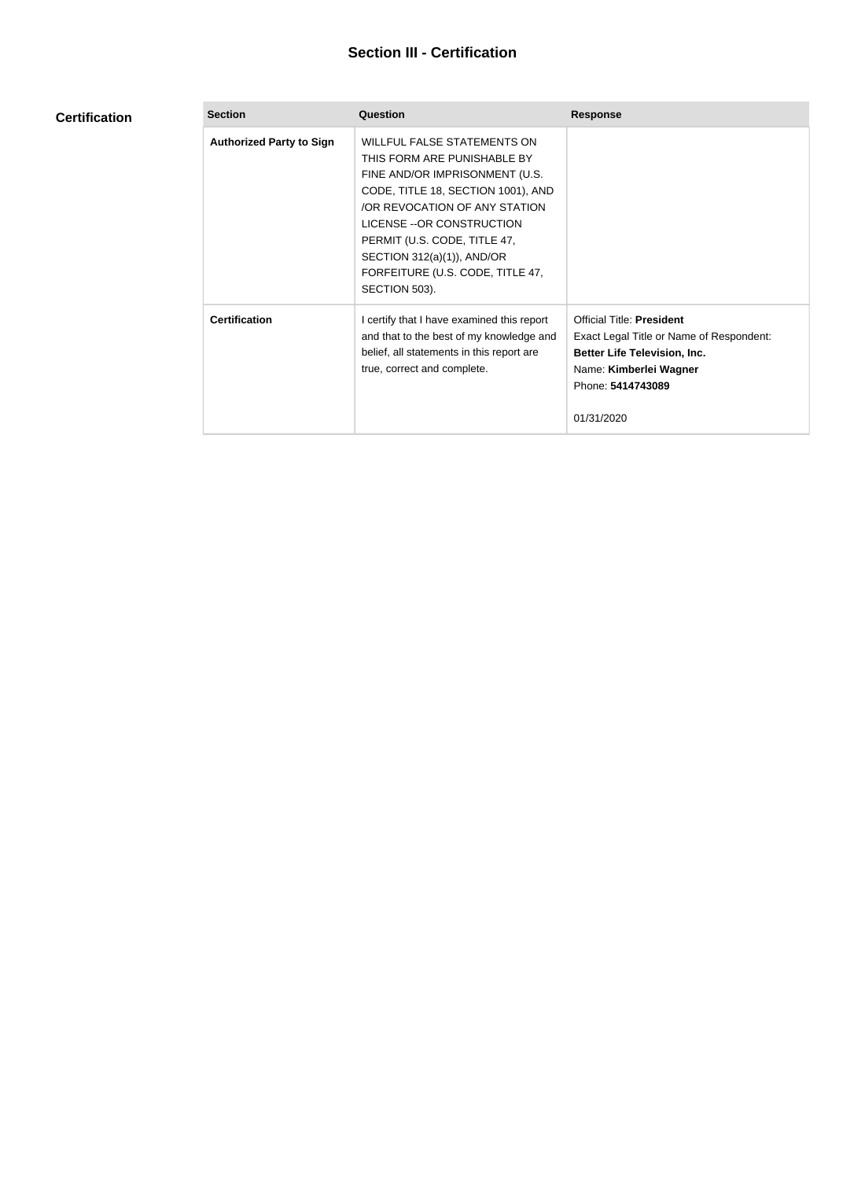# Section III - Certification

**Certification**

| Section | Question | Response |
| --- | --- | --- |
| **Authorized Party to Sign** | WILLFUL FALSE STATEMENTS ON THIS FORM ARE PUNISHABLE BY FINE AND/OR IMPRISONMENT (U.S. CODE, TITLE 18, SECTION 1001), AND /OR REVOCATION OF ANY STATION LICENSE --OR CONSTRUCTION PERMIT (U.S. CODE, TITLE 47, SECTION 312(a)(1)), AND/OR FORFEITURE (U.S. CODE, TITLE 47, SECTION 503). | |
| **Certification** | I certify that I have examined this report and that to the best of my knowledge and belief, all statements in this report are true, correct and complete. | Official Title: **President**<br>Exact Legal Title or Name of Respondent: **Better Life Television, Inc.**<br>Name: **Kimberlei Wagner**<br>Phone: **5414743089**<br><br>01/31/2020 |